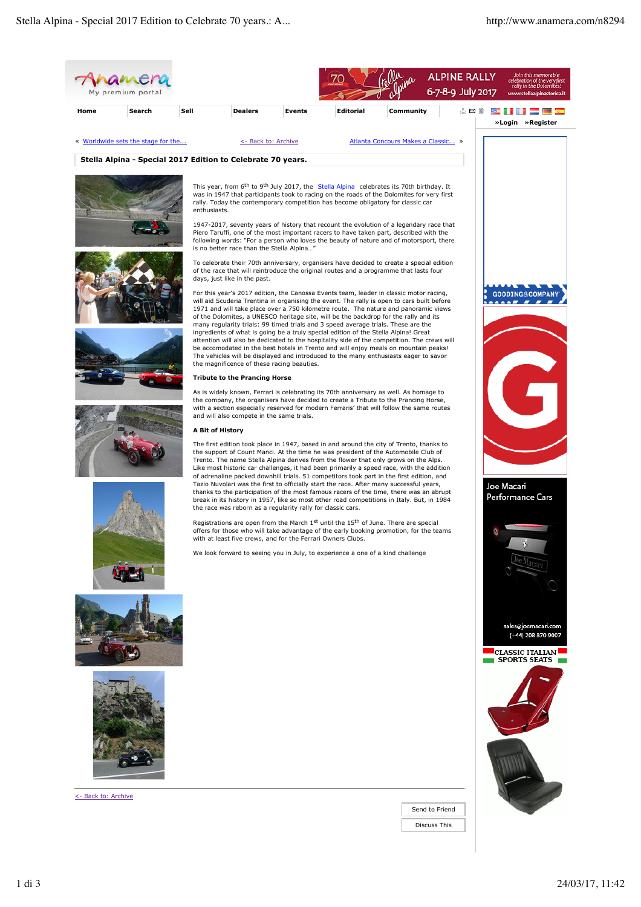« Worldwide sets the stage for the... <- Back to: Archive Atlanta Concours Makes a Classic... »

## Stella Alpina - Special 2017 Edition to Celebrate 70 years.

This year, from 6th to 9th July 2017, the Stella Alpina celebrates its 70th birthday. It was in 1947 that participants took to racing on the roads of the Dolomites for very first rally. Today the contemporary competition has become obligatory for classic car enthusiasts.

1947-2017, seventy years of history that recount the evolution of a legendary race that Piero Taruffi, one of the most important racers to have taken part, described with the following words: "For a person who loves the beauty of nature and of motorsport, there is no better race than the Stella Alpina…"

To celebrate their 70th anniversary, organisers have decided to create a special edition of the race that will reintroduce the original routes and a programme that lasts four days, just like in the past.

For this year's 2017 edition, the Canossa Events team, leader in classic motor racing, will aid Scuderia Trentina in organising the event. The rally is open to cars built before 1971 and will take place over a 750 kilometre route. The nature and panoramic views of the Dolomites, a UNESCO heritage site, will be the backdrop for the rally and its many regularity trials: 99 timed trials and 3 speed average trials. These are the ingredients of what is going be a truly special edition of the Stella Alpina! Great attention will also be dedicated to the hospitality side of the competition. The crews will be accomodated in the best hotels in Trento and will enjoy meals on mountain peaks! The vehicles will be displayed and introduced to the many enthusiasts eager to savor the magnificence of these racing beauties.

**Tribute to the Prancing Horse**

As is widely known, Ferrari is celebrating its 70th anniversary as well. As homage to the company, the organisers have decided to create a Tribute to the Prancing Horse, with a section especially reserved for modern Ferraris' that will follow the same routes and will also compete in the same trials.

**A Bit of History**

The first edition took place in 1947, based in and around the city of Trento, thanks to the support of Count Manci. At the time he was president of the Automobile Club of Trento. The name Stella Alpina derives from the flower that only grows on the Alps. Like most historic car challenges, it had been primarily a speed race, with the addition of adrenaline packed downhill trials. 51 competitors took part in the first edition, and Tazio Nuvolari was the first to officially start the race. After many successful years, thanks to the participation of the most famous racers of the time, there was an abrupt break in its history in 1957, like so most other road competitions in Italy. But, in 1984 the race was reborn as a regularity rally for classic cars.

Registrations are open from the March 1st until the 15th of June. There are special offers for those who will take advantage of the early booking promotion, for the teams with at least five crews, and for the Ferrari Owners Clubs.

We look forward to seeing you in July, to experience a one of a kind challenge

<- Back to: Archive

Send to Friend

Discuss This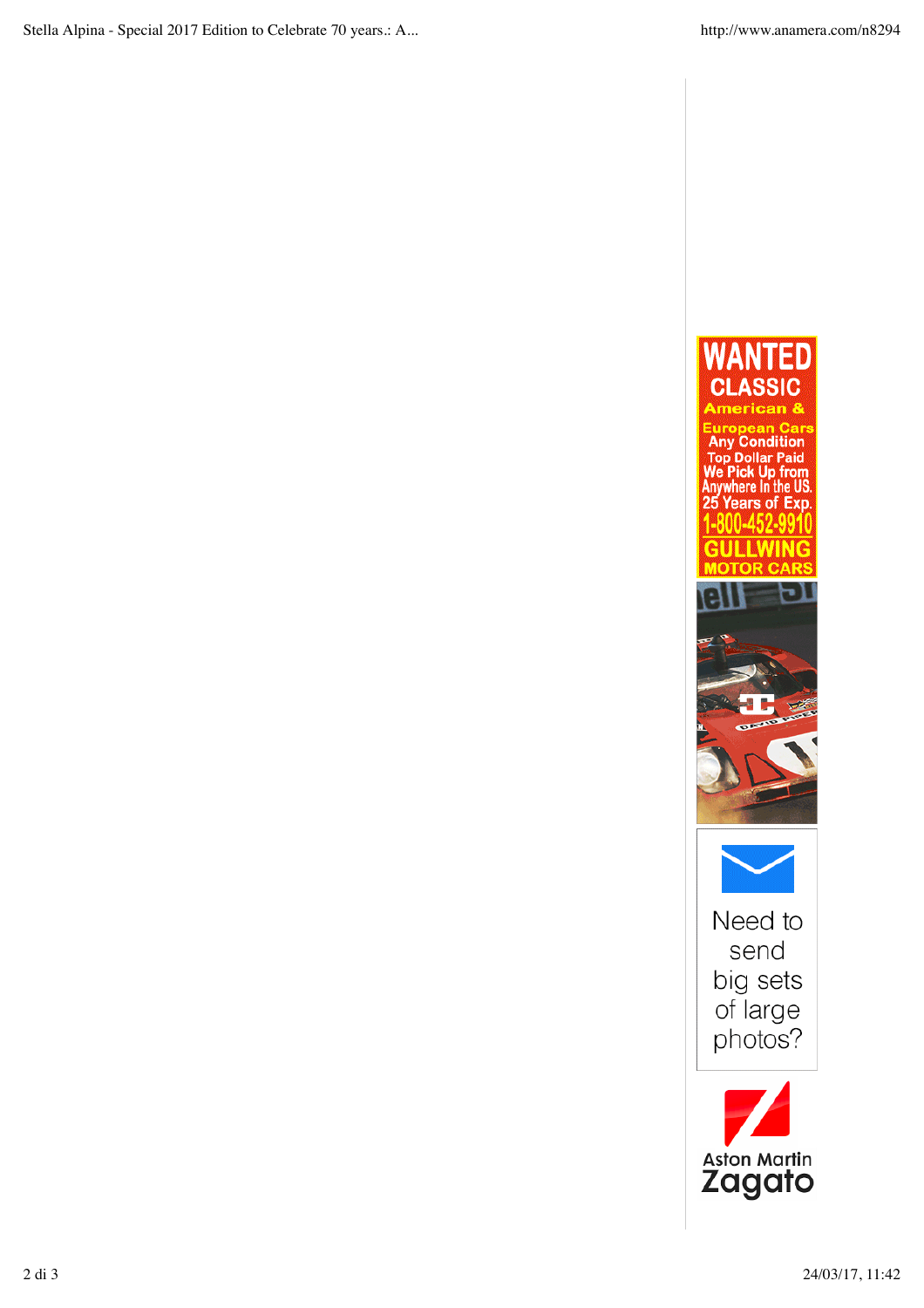WANTED CLASSIC American & European Cars

Any Condition

Top Dollar Paid

We Pick Up from Anywhere In the US.

25 Years of Exp.

1-800-452-9910

GULLWING MOTOR CARS

Need to send big sets of large photos?

Aston Martin Zagato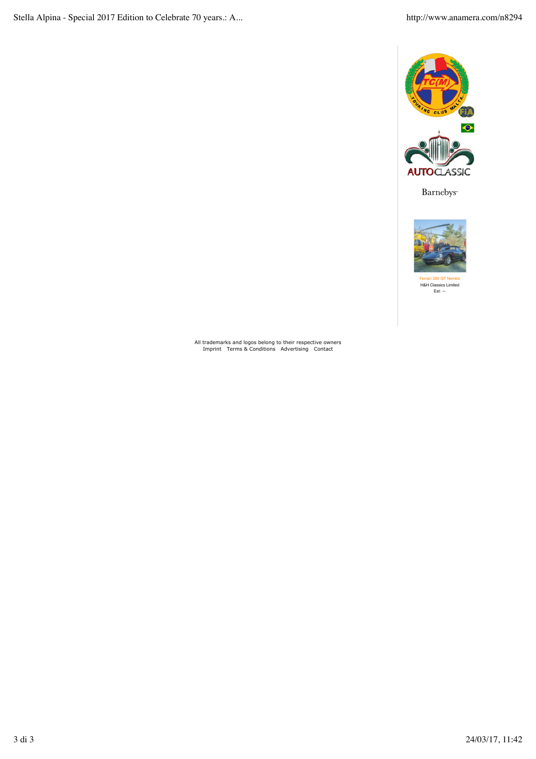Barnebys

Ferrari 330 GT Nembo
H&H Classics Limited
Est: --

All trademarks and logos belong to their respective owners
Imprint   Terms & Conditions   Advertising   Contact